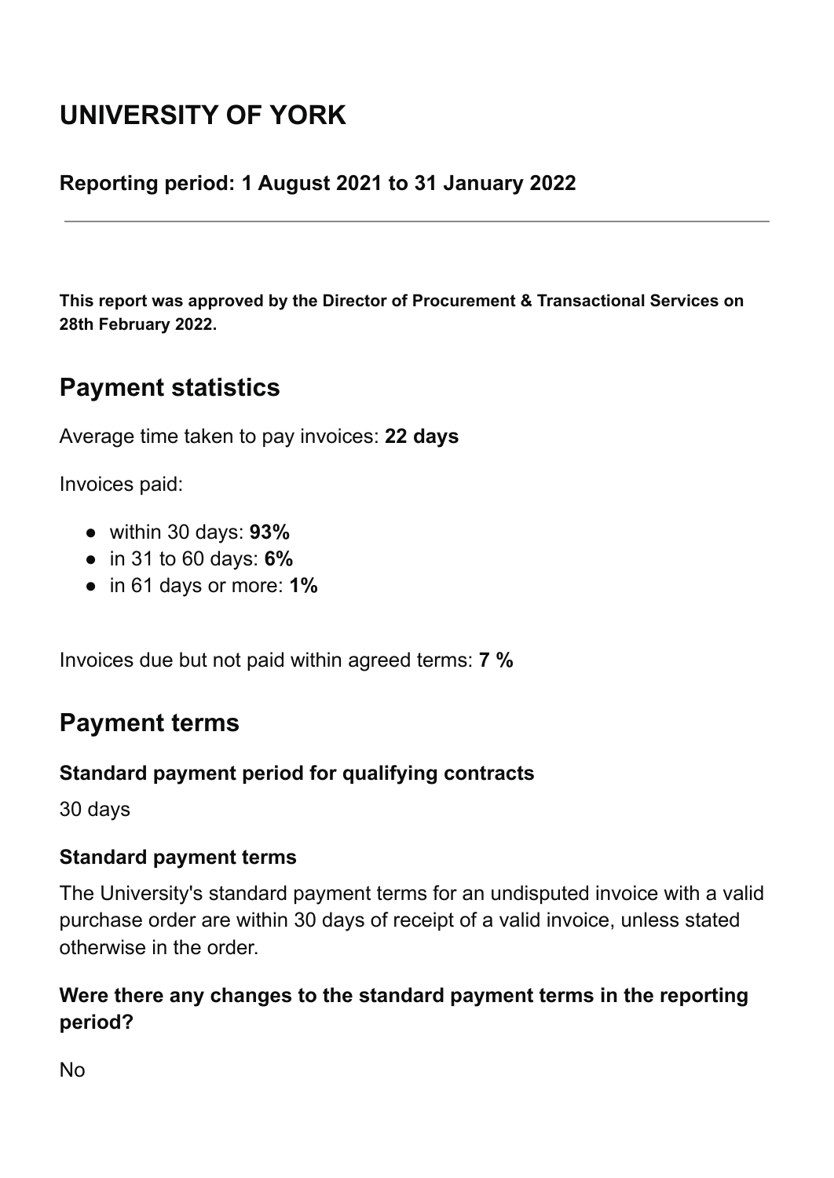# UNIVERSITY OF YORK

### Reporting period: 1 August 2021 to 31 January 2022

---

**This report was approved by the Director of Procurement & Transactional Services on 28th February 2022.**

## Payment statistics

Average time taken to pay invoices: **22 days**

Invoices paid:

- within 30 days: **93%**
- in 31 to 60 days: **6%**
- in 61 days or more: **1%**

Invoices due but not paid within agreed terms: **7 %**

## Payment terms

### Standard payment period for qualifying contracts

30 days

### Standard payment terms

The University's standard payment terms for an undisputed invoice with a valid purchase order are within 30 days of receipt of a valid invoice, unless stated otherwise in the order.

### Were there any changes to the standard payment terms in the reporting period?

No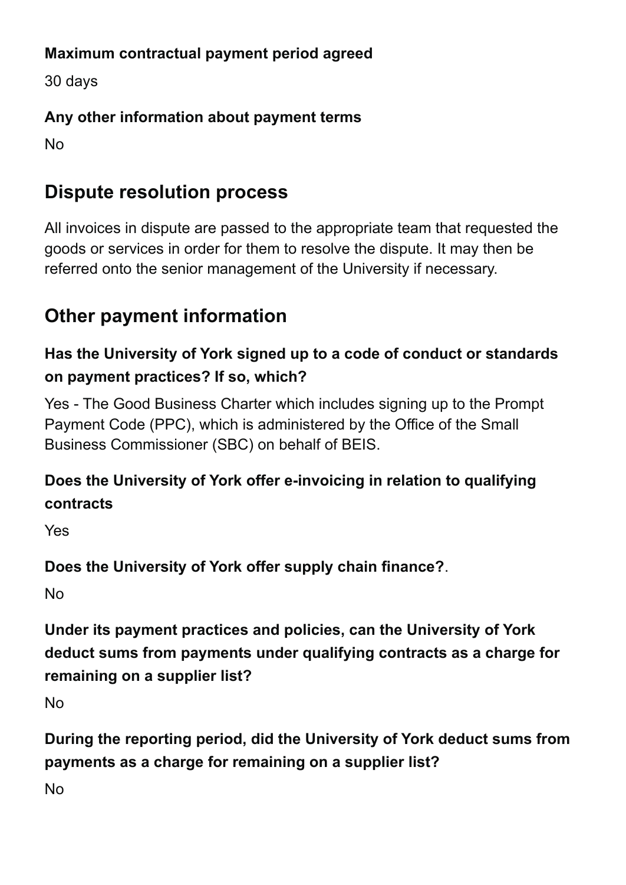**Maximum contractual payment period agreed**

30 days

**Any other information about payment terms**

No

## Dispute resolution process

All invoices in dispute are passed to the appropriate team that requested the goods or services in order for them to resolve the dispute. It may then be referred onto the senior management of the University if necessary.

## Other payment information

### Has the University of York signed up to a code of conduct or standards on payment practices? If so, which?

Yes - The Good Business Charter which includes signing up to the Prompt Payment Code (PPC), which is administered by the Office of the Small Business Commissioner (SBC) on behalf of BEIS.

### Does the University of York offer e-invoicing in relation to qualifying contracts

Yes

### Does the University of York offer supply chain finance?.

No

### Under its payment practices and policies, can the University of York deduct sums from payments under qualifying contracts as a charge for remaining on a supplier list?

No

### During the reporting period, did the University of York deduct sums from payments as a charge for remaining on a supplier list?

No